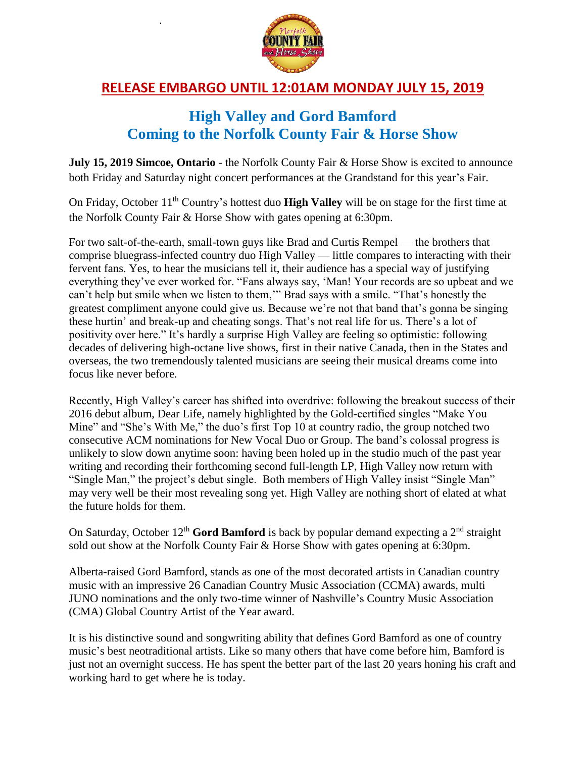**RELEASE EMBARGO UNTIL 12:01AM MONDAY JULY 15, 2019**

# High Valley and Gord Bamford
# Coming to the Norfolk County Fair & Horse Show

**July 15, 2019 Simcoe, Ontario** - the Norfolk County Fair & Horse Show is excited to announce both Friday and Saturday night concert performances at the Grandstand for this year's Fair.

On Friday, October 11th Country's hottest duo **High Valley** will be on stage for the first time at the Norfolk County Fair & Horse Show with gates opening at 6:30pm.

For two salt-of-the-earth, small-town guys like Brad and Curtis Rempel — the brothers that comprise bluegrass-infected country duo High Valley — little compares to interacting with their fervent fans. Yes, to hear the musicians tell it, their audience has a special way of justifying everything they've ever worked for. "Fans always say, 'Man! Your records are so upbeat and we can't help but smile when we listen to them,'" Brad says with a smile. "That's honestly the greatest compliment anyone could give us. Because we're not that band that's gonna be singing these hurtin' and break-up and cheating songs. That's not real life for us. There's a lot of positivity over here." It's hardly a surprise High Valley are feeling so optimistic: following decades of delivering high-octane live shows, first in their native Canada, then in the States and overseas, the two tremendously talented musicians are seeing their musical dreams come into focus like never before.

Recently, High Valley's career has shifted into overdrive: following the breakout success of their 2016 debut album, Dear Life, namely highlighted by the Gold-certified singles "Make You Mine" and "She's With Me," the duo's first Top 10 at country radio, the group notched two consecutive ACM nominations for New Vocal Duo or Group. The band's colossal progress is unlikely to slow down anytime soon: having been holed up in the studio much of the past year writing and recording their forthcoming second full-length LP, High Valley now return with "Single Man," the project's debut single. Both members of High Valley insist "Single Man" may very well be their most revealing song yet. High Valley are nothing short of elated at what the future holds for them.

On Saturday, October 12th **Gord Bamford** is back by popular demand expecting a 2nd straight sold out show at the Norfolk County Fair & Horse Show with gates opening at 6:30pm.

Alberta-raised Gord Bamford, stands as one of the most decorated artists in Canadian country music with an impressive 26 Canadian Country Music Association (CCMA) awards, multi JUNO nominations and the only two-time winner of Nashville's Country Music Association (CMA) Global Country Artist of the Year award.

It is his distinctive sound and songwriting ability that defines Gord Bamford as one of country music's best neotraditional artists. Like so many others that have come before him, Bamford is just not an overnight success. He has spent the better part of the last 20 years honing his craft and working hard to get where he is today.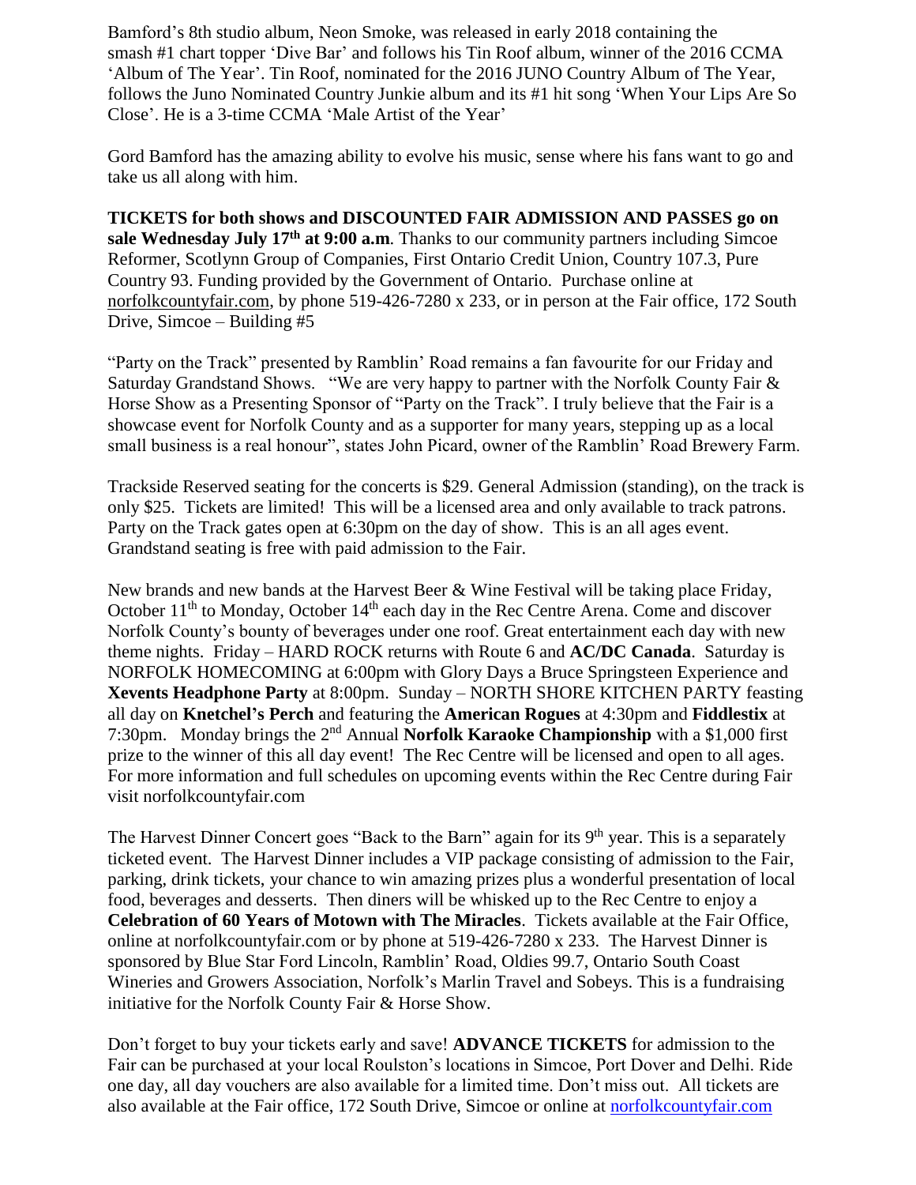Bamford's 8th studio album, Neon Smoke, was released in early 2018 containing the smash #1 chart topper 'Dive Bar' and follows his Tin Roof album, winner of the 2016 CCMA 'Album of The Year'. Tin Roof, nominated for the 2016 JUNO Country Album of The Year, follows the Juno Nominated Country Junkie album and its #1 hit song 'When Your Lips Are So Close'. He is a 3-time CCMA 'Male Artist of the Year'

Gord Bamford has the amazing ability to evolve his music, sense where his fans want to go and take us all along with him.

**TICKETS for both shows and DISCOUNTED FAIR ADMISSION AND PASSES go on sale Wednesday July 17th at 9:00 a.m**. Thanks to our community partners including Simcoe Reformer, Scotlynn Group of Companies, First Ontario Credit Union, Country 107.3, Pure Country 93. Funding provided by the Government of Ontario. Purchase online at norfolkcountyfair.com, by phone 519-426-7280 x 233, or in person at the Fair office, 172 South Drive, Simcoe – Building #5

"Party on the Track" presented by Ramblin' Road remains a fan favourite for our Friday and Saturday Grandstand Shows. "We are very happy to partner with the Norfolk County Fair & Horse Show as a Presenting Sponsor of "Party on the Track". I truly believe that the Fair is a showcase event for Norfolk County and as a supporter for many years, stepping up as a local small business is a real honour", states John Picard, owner of the Ramblin' Road Brewery Farm.

Trackside Reserved seating for the concerts is $29. General Admission (standing), on the track is only $25. Tickets are limited! This will be a licensed area and only available to track patrons. Party on the Track gates open at 6:30pm on the day of show. This is an all ages event. Grandstand seating is free with paid admission to the Fair.

New brands and new bands at the Harvest Beer & Wine Festival will be taking place Friday, October 11th to Monday, October 14th each day in the Rec Centre Arena. Come and discover Norfolk County's bounty of beverages under one roof. Great entertainment each day with new theme nights. Friday – HARD ROCK returns with Route 6 and **AC/DC Canada**. Saturday is NORFOLK HOMECOMING at 6:00pm with Glory Days a Bruce Springsteen Experience and **Xevents Headphone Party** at 8:00pm. Sunday – NORTH SHORE KITCHEN PARTY feasting all day on **Knetchel's Perch** and featuring the **American Rogues** at 4:30pm and **Fiddlestix** at 7:30pm. Monday brings the 2nd Annual **Norfolk Karaoke Championship** with a $1,000 first prize to the winner of this all day event! The Rec Centre will be licensed and open to all ages. For more information and full schedules on upcoming events within the Rec Centre during Fair visit norfolkcountyfair.com

The Harvest Dinner Concert goes "Back to the Barn" again for its 9th year. This is a separately ticketed event. The Harvest Dinner includes a VIP package consisting of admission to the Fair, parking, drink tickets, your chance to win amazing prizes plus a wonderful presentation of local food, beverages and desserts. Then diners will be whisked up to the Rec Centre to enjoy a **Celebration of 60 Years of Motown with The Miracles**. Tickets available at the Fair Office, online at norfolkcountyfair.com or by phone at 519-426-7280 x 233. The Harvest Dinner is sponsored by Blue Star Ford Lincoln, Ramblin' Road, Oldies 99.7, Ontario South Coast Wineries and Growers Association, Norfolk's Marlin Travel and Sobeys. This is a fundraising initiative for the Norfolk County Fair & Horse Show.

Don't forget to buy your tickets early and save! **ADVANCE TICKETS** for admission to the Fair can be purchased at your local Roulston's locations in Simcoe, Port Dover and Delhi. Ride one day, all day vouchers are also available for a limited time. Don't miss out. All tickets are also available at the Fair office, 172 South Drive, Simcoe or online at norfolkcountyfair.com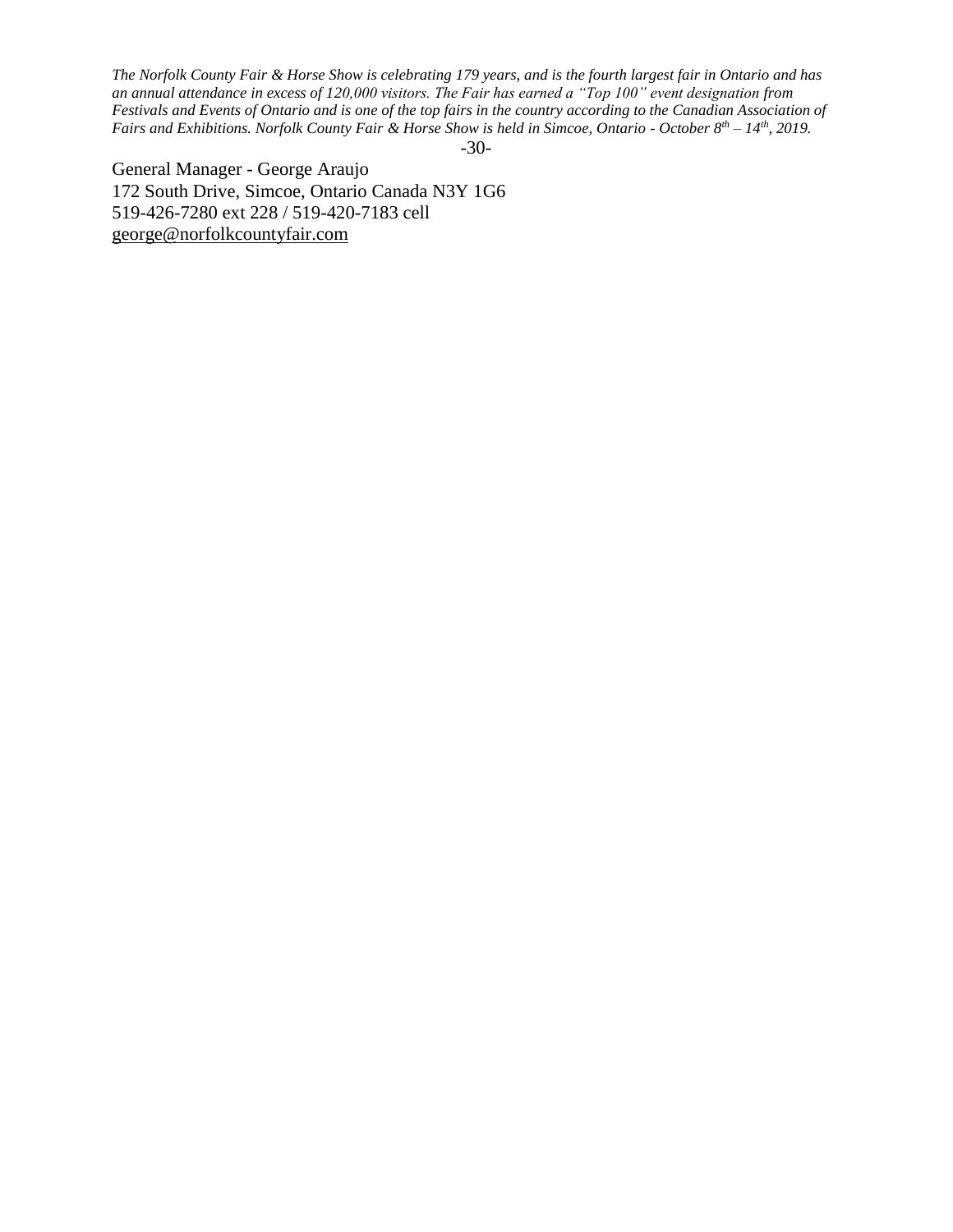*The Norfolk County Fair & Horse Show is celebrating 179 years, and is the fourth largest fair in Ontario and has an annual attendance in excess of 120,000 visitors. The Fair has earned a "Top 100" event designation from Festivals and Events of Ontario and is one of the top fairs in the country according to the Canadian Association of Fairs and Exhibitions. Norfolk County Fair & Horse Show is held in Simcoe, Ontario - October 8th – 14th, 2019.*

-30-

General Manager - George Araujo
172 South Drive, Simcoe, Ontario Canada N3Y 1G6
519-426-7280 ext 228 / 519-420-7183 cell
george@norfolkcountyfair.com